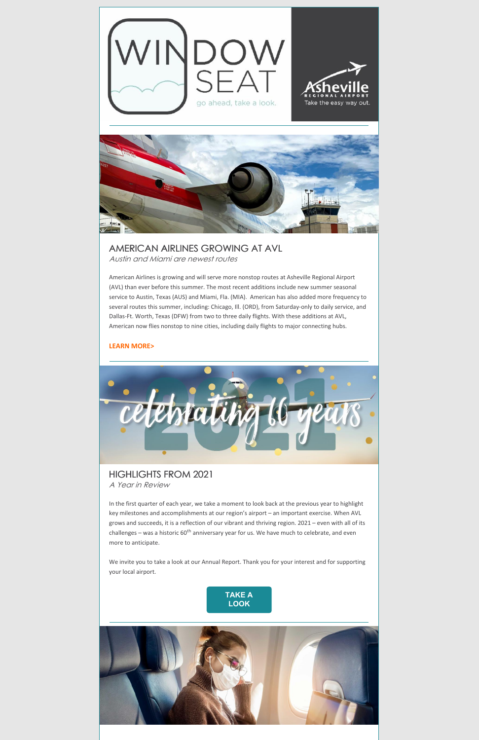WINDOW SEAT

go ahead, take a look.

Asheville REGIONAL AIRPORT

Take the easy way out.

## AMERICAN AIRLINES GROWING AT AVL

*Austin and Miami are newest routes*

American Airlines is growing and will serve more nonstop routes at Asheville Regional Airport (AVL) than ever before this summer. The most recent additions include new summer seasonal service to Austin, Texas (AUS) and Miami, Fla. (MIA). American has also added more frequency to several routes this summer, including: Chicago, Ill. (ORD), from Saturday-only to daily service, and Dallas-Ft. Worth, Texas (DFW) from two to three daily flights. With these additions at AVL, American now flies nonstop to nine cities, including daily flights to major connecting hubs.

**LEARN MORE>**

## HIGHLIGHTS FROM 2021

*A Year in Review*

In the first quarter of each year, we take a moment to look back at the previous year to highlight key milestones and accomplishments at our region's airport – an important exercise. When AVL grows and succeeds, it is a reflection of our vibrant and thriving region. 2021 – even with all of its challenges – was a historic 60th anniversary year for us. We have much to celebrate, and even more to anticipate.

We invite you to take a look at our Annual Report. Thank you for your interest and for supporting your local airport.

**TAKE A LOOK**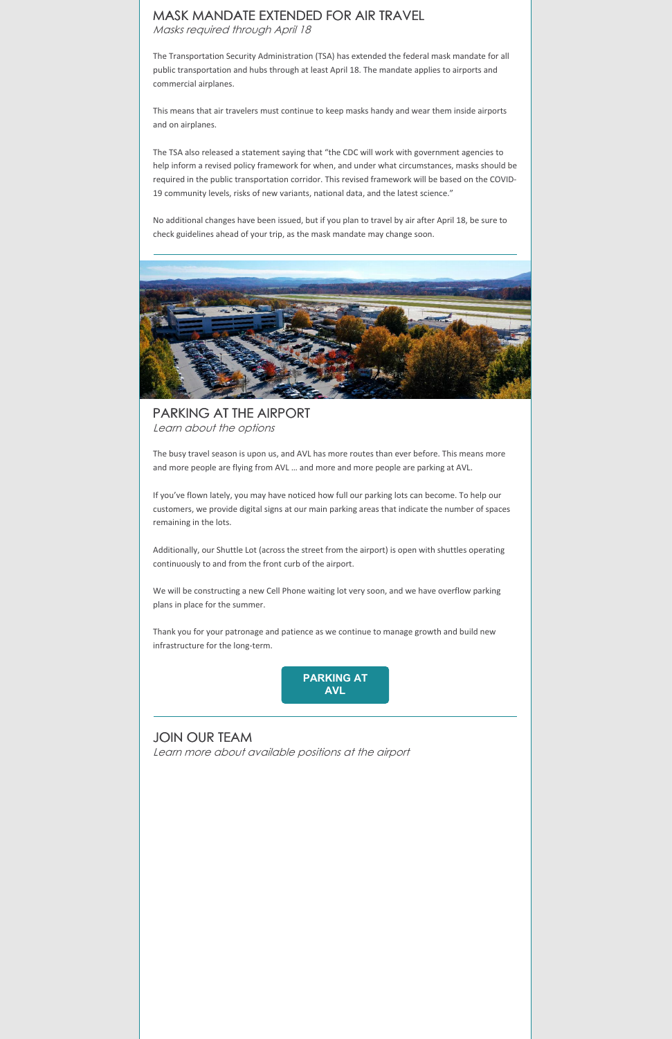## MASK MANDATE EXTENDED FOR AIR TRAVEL

*Masks required through April 18*

The Transportation Security Administration (TSA) has extended the federal mask mandate for all public transportation and hubs through at least April 18. The mandate applies to airports and commercial airplanes.

This means that air travelers must continue to keep masks handy and wear them inside airports and on airplanes.

The TSA also released a statement saying that "the CDC will work with government agencies to help inform a revised policy framework for when, and under what circumstances, masks should be required in the public transportation corridor. This revised framework will be based on the COVID-19 community levels, risks of new variants, national data, and the latest science."

No additional changes have been issued, but if you plan to travel by air after April 18, be sure to check guidelines ahead of your trip, as the mask mandate may change soon.

---

## PARKING AT THE AIRPORT

*Learn about the options*

The busy travel season is upon us, and AVL has more routes than ever before. This means more and more people are flying from AVL … and more and more people are parking at AVL.

If you've flown lately, you may have noticed how full our parking lots can become. To help our customers, we provide digital signs at our main parking areas that indicate the number of spaces remaining in the lots.

Additionally, our Shuttle Lot (across the street from the airport) is open with shuttles operating continuously to and from the front curb of the airport.

We will be constructing a new Cell Phone waiting lot very soon, and we have overflow parking plans in place for the summer.

Thank you for your patronage and patience as we continue to manage growth and build new infrastructure for the long-term.

**PARKING AT AVL**

---

## JOIN OUR TEAM

*Learn more about available positions at the airport*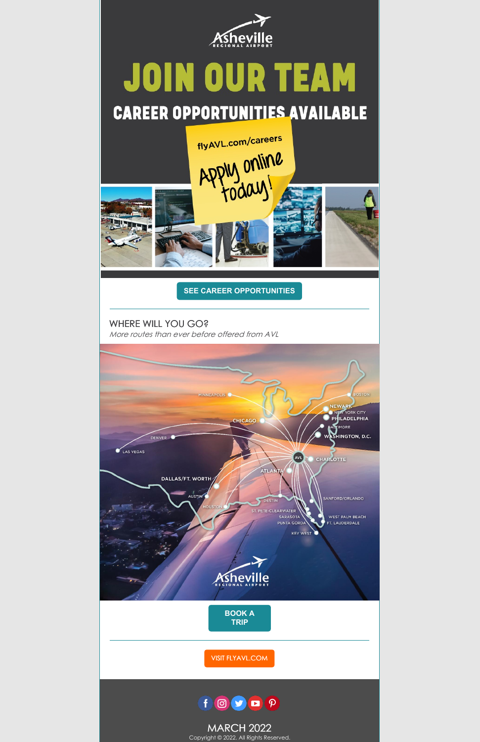Asheville Regional Airport

# JOIN OUR TEAM

## CAREER OPPORTUNITIES AVAILABLE

flyAVL.com/careers

Apply online today!

SEE CAREER OPPORTUNITIES

---

WHERE WILL YOU GO?

*More routes than ever before offered from AVL*

MINNEAPOLIS

BOSTON

NEWARK

NEW YORK CITY

PHILADELPHIA

CHICAGO

BALTIMORE

WASHINGTON, D.C.

DENVER

LAS VEGAS

AVL

CHARLOTTE

ATLANTA

DALLAS/FT. WORTH

AUSTIN

DESTIN

SANFORD/ORLANDO

HOUSTON

ST. PETE-CLEARWATER

SARASOTA

PUNTA GORDA

WEST PALM BEACH

FT. LAUDERDALE

KEY WEST

Asheville Regional Airport

BOOK A TRIP

---

VISIT FLYAVL.COM

MARCH 2022

Copyright © 2022. All Rights Reserved.